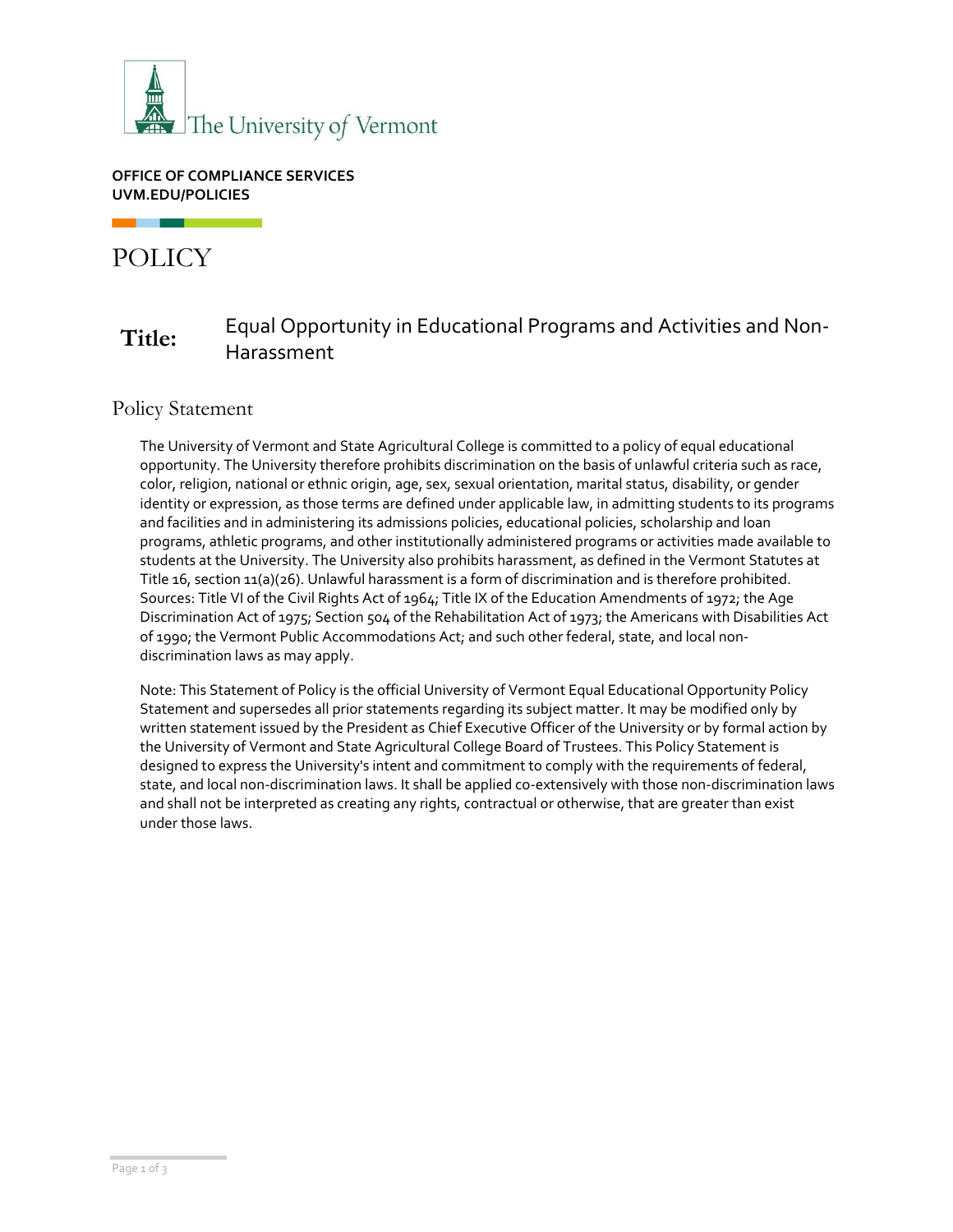The University of Vermont

**OFFICE OF COMPLIANCE SERVICES**
**UVM.EDU/POLICIES**

# POLICY

**Title:** Equal Opportunity in Educational Programs and Activities and Non-Harassment

## Policy Statement

The University of Vermont and State Agricultural College is committed to a policy of equal educational opportunity. The University therefore prohibits discrimination on the basis of unlawful criteria such as race, color, religion, national or ethnic origin, age, sex, sexual orientation, marital status, disability, or gender identity or expression, as those terms are defined under applicable law, in admitting students to its programs and facilities and in administering its admissions policies, educational policies, scholarship and loan programs, athletic programs, and other institutionally administered programs or activities made available to students at the University. The University also prohibits harassment, as defined in the Vermont Statutes at Title 16, section 11(a)(26). Unlawful harassment is a form of discrimination and is therefore prohibited. Sources: Title VI of the Civil Rights Act of 1964; Title IX of the Education Amendments of 1972; the Age Discrimination Act of 1975; Section 504 of the Rehabilitation Act of 1973; the Americans with Disabilities Act of 1990; the Vermont Public Accommodations Act; and such other federal, state, and local non-discrimination laws as may apply.

Note: This Statement of Policy is the official University of Vermont Equal Educational Opportunity Policy Statement and supersedes all prior statements regarding its subject matter. It may be modified only by written statement issued by the President as Chief Executive Officer of the University or by formal action by the University of Vermont and State Agricultural College Board of Trustees. This Policy Statement is designed to express the University's intent and commitment to comply with the requirements of federal, state, and local non-discrimination laws. It shall be applied co-extensively with those non-discrimination laws and shall not be interpreted as creating any rights, contractual or otherwise, that are greater than exist under those laws.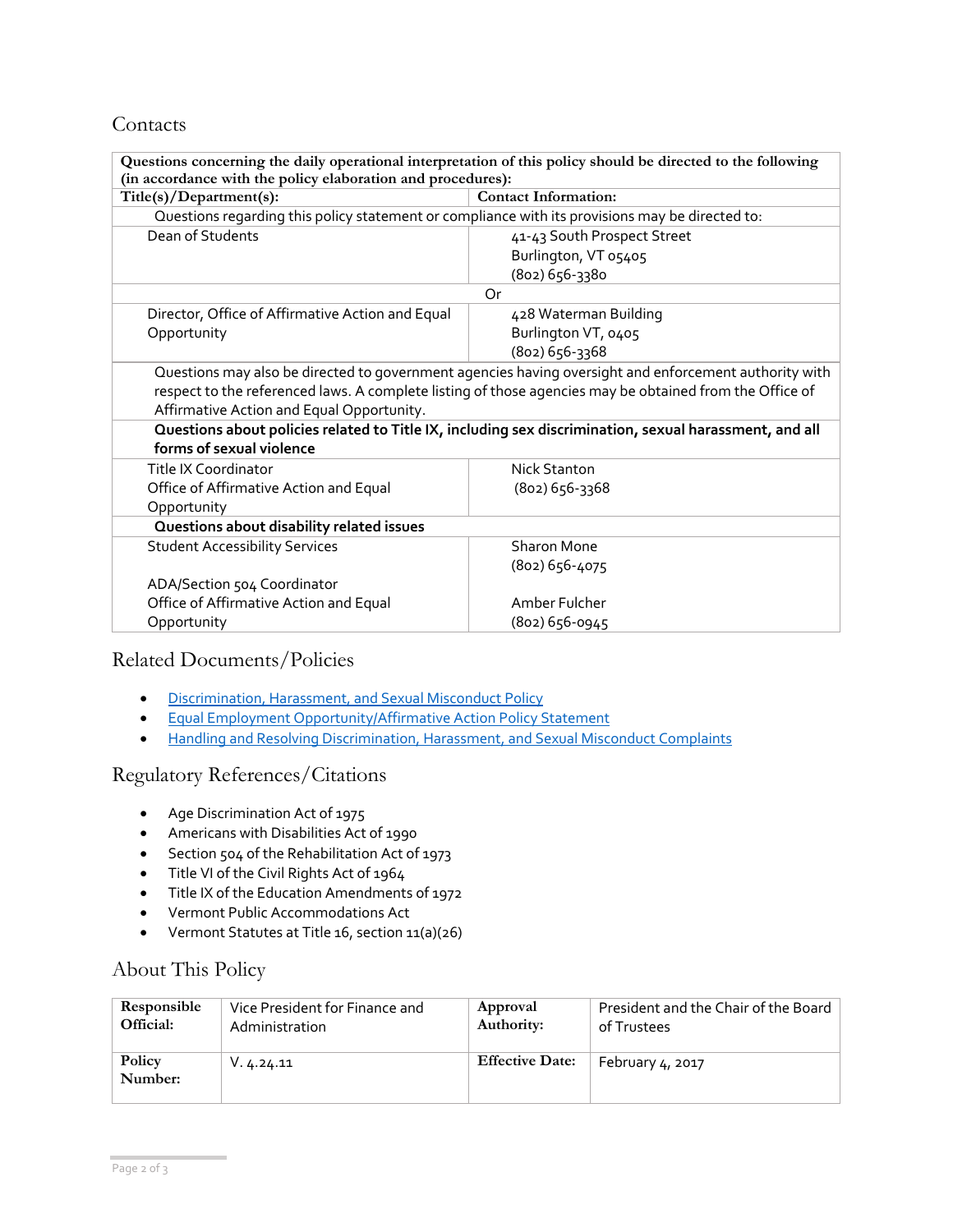## Contacts

| Questions concerning the daily operational interpretation of this policy should be directed to the following (in accordance with the policy elaboration and procedures): | |
|---|---|
| **Title(s)/Department(s):** | **Contact Information:** |
| Questions regarding this policy statement or compliance with its provisions may be directed to: | |
| Dean of Students | 41-43 South Prospect Street<br>Burlington, VT 05405<br>(802) 656-3380 |
| Or | |
| Director, Office of Affirmative Action and Equal Opportunity | 428 Waterman Building<br>Burlington VT, 0405<br>(802) 656-3368 |
| Questions may also be directed to government agencies having oversight and enforcement authority with respect to the referenced laws. A complete listing of those agencies may be obtained from the Office of Affirmative Action and Equal Opportunity. | |
| **Questions about policies related to Title IX, including sex discrimination, sexual harassment, and all forms of sexual violence** | |
| Title IX Coordinator<br>Office of Affirmative Action and Equal Opportunity | Nick Stanton<br>(802) 656-3368 |
| **Questions about disability related issues** | |
| Student Accessibility Services<br><br>ADA/Section 504 Coordinator<br>Office of Affirmative Action and Equal Opportunity | Sharon Mone<br>(802) 656-4075<br><br>Amber Fulcher<br>(802) 656-0945 |

## Related Documents/Policies

- Discrimination, Harassment, and Sexual Misconduct Policy
- Equal Employment Opportunity/Affirmative Action Policy Statement
- Handling and Resolving Discrimination, Harassment, and Sexual Misconduct Complaints

## Regulatory References/Citations

- Age Discrimination Act of 1975
- Americans with Disabilities Act of 1990
- Section 504 of the Rehabilitation Act of 1973
- Title VI of the Civil Rights Act of 1964
- Title IX of the Education Amendments of 1972
- Vermont Public Accommodations Act
- Vermont Statutes at Title 16, section 11(a)(26)

## About This Policy

| **Responsible Official:** | Vice President for Finance and Administration | **Approval Authority:** | President and the Chair of the Board of Trustees |
|---|---|---|---|
| **Policy Number:** | V. 4.24.11 | **Effective Date:** | February 4, 2017 |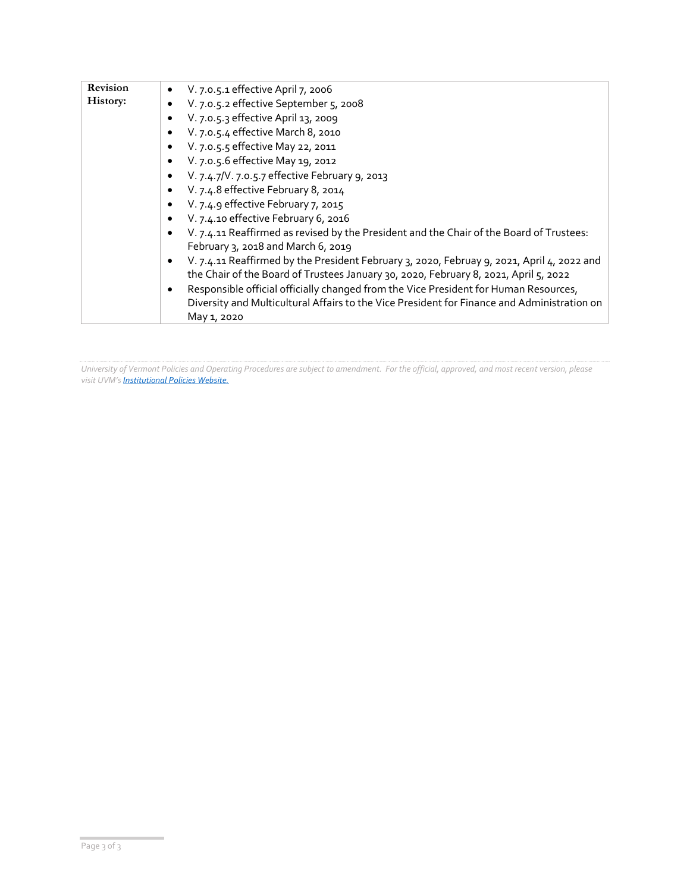| | |
|---|---|
| **Revision History:** | • V. 7.0.5.1 effective April 7, 2006<br>• V. 7.0.5.2 effective September 5, 2008<br>• V. 7.0.5.3 effective April 13, 2009<br>• V. 7.0.5.4 effective March 8, 2010<br>• V. 7.0.5.5 effective May 22, 2011<br>• V. 7.0.5.6 effective May 19, 2012<br>• V. 7.4.7/V. 7.0.5.7 effective February 9, 2013<br>• V. 7.4.8 effective February 8, 2014<br>• V. 7.4.9 effective February 7, 2015<br>• V. 7.4.10 effective February 6, 2016<br>• V. 7.4.11 Reaffirmed as revised by the President and the Chair of the Board of Trustees: February 3, 2018 and March 6, 2019<br>• V. 7.4.11 Reaffirmed by the President February 3, 2020, Februay 9, 2021, April 4, 2022 and the Chair of the Board of Trustees January 30, 2020, February 8, 2021, April 5, 2022<br>• Responsible official officially changed from the Vice President for Human Resources, Diversity and Multicultural Affairs to the Vice President for Finance and Administration on May 1, 2020 |

*University of Vermont Policies and Operating Procedures are subject to amendment. For the official, approved, and most recent version, please visit UVM's [Institutional Policies Website.](#)*